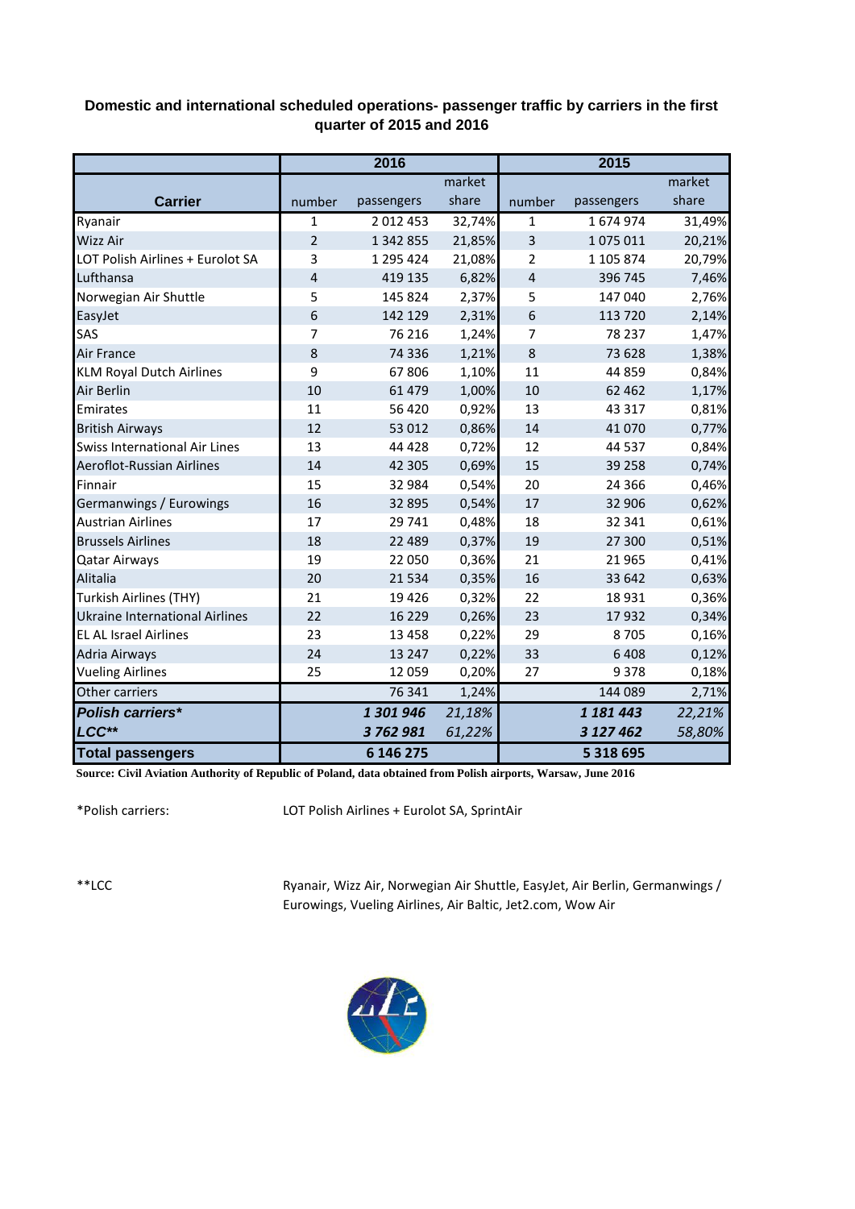**Domestic and international scheduled operations- passenger traffic by carriers in the first quarter of 2015 and 2016**

| Carrier | 2016 | | | 2015 | | |
|---|---|---|---|---|---|---|
| | number | passengers | market share | number | passengers | market share |
| Ryanair | 1 | 2 012 453 | 32,74% | 1 | 1 674 974 | 31,49% |
| Wizz Air | 2 | 1 342 855 | 21,85% | 3 | 1 075 011 | 20,21% |
| LOT Polish Airlines + Eurolot SA | 3 | 1 295 424 | 21,08% | 2 | 1 105 874 | 20,79% |
| Lufthansa | 4 | 419 135 | 6,82% | 4 | 396 745 | 7,46% |
| Norwegian Air Shuttle | 5 | 145 824 | 2,37% | 5 | 147 040 | 2,76% |
| EasyJet | 6 | 142 129 | 2,31% | 6 | 113 720 | 2,14% |
| SAS | 7 | 76 216 | 1,24% | 7 | 78 237 | 1,47% |
| Air France | 8 | 74 336 | 1,21% | 8 | 73 628 | 1,38% |
| KLM Royal Dutch Airlines | 9 | 67 806 | 1,10% | 11 | 44 859 | 0,84% |
| Air Berlin | 10 | 61 479 | 1,00% | 10 | 62 462 | 1,17% |
| Emirates | 11 | 56 420 | 0,92% | 13 | 43 317 | 0,81% |
| British Airways | 12 | 53 012 | 0,86% | 14 | 41 070 | 0,77% |
| Swiss International Air Lines | 13 | 44 428 | 0,72% | 12 | 44 537 | 0,84% |
| Aeroflot-Russian Airlines | 14 | 42 305 | 0,69% | 15 | 39 258 | 0,74% |
| Finnair | 15 | 32 984 | 0,54% | 20 | 24 366 | 0,46% |
| Germanwings / Eurowings | 16 | 32 895 | 0,54% | 17 | 32 906 | 0,62% |
| Austrian Airlines | 17 | 29 741 | 0,48% | 18 | 32 341 | 0,61% |
| Brussels Airlines | 18 | 22 489 | 0,37% | 19 | 27 300 | 0,51% |
| Qatar Airways | 19 | 22 050 | 0,36% | 21 | 21 965 | 0,41% |
| Alitalia | 20 | 21 534 | 0,35% | 16 | 33 642 | 0,63% |
| Turkish Airlines (THY) | 21 | 19 426 | 0,32% | 22 | 18 931 | 0,36% |
| Ukraine International Airlines | 22 | 16 229 | 0,26% | 23 | 17 932 | 0,34% |
| EL AL Israel Airlines | 23 | 13 458 | 0,22% | 29 | 8 705 | 0,16% |
| Adria Airways | 24 | 13 247 | 0,22% | 33 | 6 408 | 0,12% |
| Vueling Airlines | 25 | 12 059 | 0,20% | 27 | 9 378 | 0,18% |
| Other carriers | | 76 341 | 1,24% | | 144 089 | 2,71% |
| ***Polish carriers**** | | ***1 301 946*** | *21,18%* | | ***1 181 443*** | *22,21%* |
| ***LCC***** | | ***3 762 981*** | *61,22%* | | ***3 127 462*** | *58,80%* |
| **Total passengers** | | **6 146 275** | | | **5 318 695** | |

**Source: Civil Aviation Authority of Republic of Poland, data obtained from Polish airports, Warsaw, June 2016**

*Polish carriers: LOT Polish Airlines + Eurolot SA, SprintAir

**LCC Ryanair, Wizz Air, Norwegian Air Shuttle, EasyJet, Air Berlin, Germanwings / Eurowings, Vueling Airlines, Air Baltic, Jet2.com, Wow Air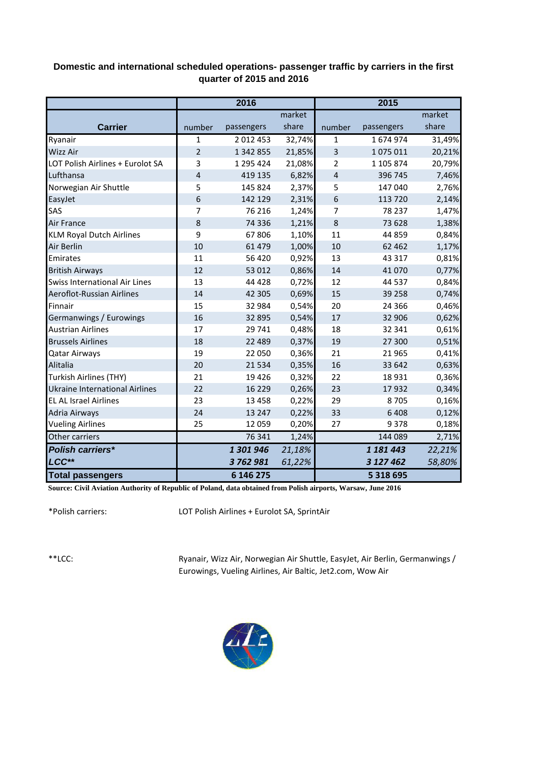**Domestic and international scheduled operations- passenger traffic by carriers in the first quarter of 2015 and 2016**

| Carrier | 2016 | | | 2015 | | |
|---|---|---|---|---|---|---|
| | number | passengers | market share | number | passengers | market share |
| Ryanair | 1 | 2 012 453 | 32,74% | 1 | 1 674 974 | 31,49% |
| Wizz Air | 2 | 1 342 855 | 21,85% | 3 | 1 075 011 | 20,21% |
| LOT Polish Airlines + Eurolot SA | 3 | 1 295 424 | 21,08% | 2 | 1 105 874 | 20,79% |
| Lufthansa | 4 | 419 135 | 6,82% | 4 | 396 745 | 7,46% |
| Norwegian Air Shuttle | 5 | 145 824 | 2,37% | 5 | 147 040 | 2,76% |
| EasyJet | 6 | 142 129 | 2,31% | 6 | 113 720 | 2,14% |
| SAS | 7 | 76 216 | 1,24% | 7 | 78 237 | 1,47% |
| Air France | 8 | 74 336 | 1,21% | 8 | 73 628 | 1,38% |
| KLM Royal Dutch Airlines | 9 | 67 806 | 1,10% | 11 | 44 859 | 0,84% |
| Air Berlin | 10 | 61 479 | 1,00% | 10 | 62 462 | 1,17% |
| Emirates | 11 | 56 420 | 0,92% | 13 | 43 317 | 0,81% |
| British Airways | 12 | 53 012 | 0,86% | 14 | 41 070 | 0,77% |
| Swiss International Air Lines | 13 | 44 428 | 0,72% | 12 | 44 537 | 0,84% |
| Aeroflot-Russian Airlines | 14 | 42 305 | 0,69% | 15 | 39 258 | 0,74% |
| Finnair | 15 | 32 984 | 0,54% | 20 | 24 366 | 0,46% |
| Germanwings / Eurowings | 16 | 32 895 | 0,54% | 17 | 32 906 | 0,62% |
| Austrian Airlines | 17 | 29 741 | 0,48% | 18 | 32 341 | 0,61% |
| Brussels Airlines | 18 | 22 489 | 0,37% | 19 | 27 300 | 0,51% |
| Qatar Airways | 19 | 22 050 | 0,36% | 21 | 21 965 | 0,41% |
| Alitalia | 20 | 21 534 | 0,35% | 16 | 33 642 | 0,63% |
| Turkish Airlines (THY) | 21 | 19 426 | 0,32% | 22 | 18 931 | 0,36% |
| Ukraine International Airlines | 22 | 16 229 | 0,26% | 23 | 17 932 | 0,34% |
| EL AL Israel Airlines | 23 | 13 458 | 0,22% | 29 | 8 705 | 0,16% |
| Adria Airways | 24 | 13 247 | 0,22% | 33 | 6 408 | 0,12% |
| Vueling Airlines | 25 | 12 059 | 0,20% | 27 | 9 378 | 0,18% |
| Other carriers | | 76 341 | 1,24% | | 144 089 | 2,71% |
| ***Polish carriers**** | | ***1 301 946*** | *21,18%* | | ***1 181 443*** | *22,21%* |
| ***LCC***** | | ***3 762 981*** | *61,22%* | | ***3 127 462*** | *58,80%* |
| **Total passengers** | | **6 146 275** | | | **5 318 695** | |

**Source: Civil Aviation Authority of Republic of Poland, data obtained from Polish airports, Warsaw, June 2016**

*Polish carriers: LOT Polish Airlines + Eurolot SA, SprintAir

**LCC: Ryanair, Wizz Air, Norwegian Air Shuttle, EasyJet, Air Berlin, Germanwings / Eurowings, Vueling Airlines, Air Baltic, Jet2.com, Wow Air